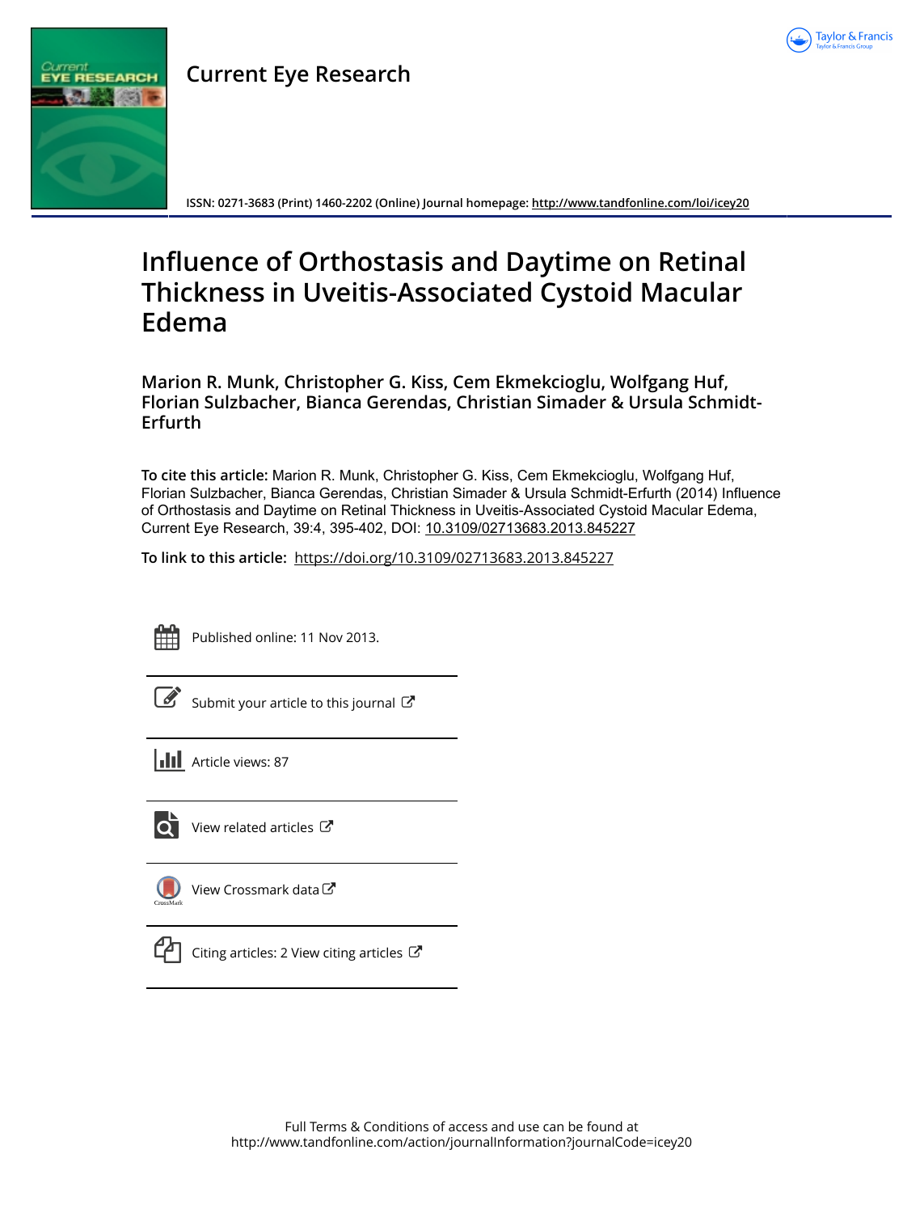# Current Eye Research

ISSN: 0271-3683 (Print) 1460-2202 (Online) Journal homepage: http://www.tandfonline.com/loi/icey20

# Influence of Orthostasis and Daytime on Retinal Thickness in Uveitis-Associated Cystoid Macular Edema

**Marion R. Munk, Christopher G. Kiss, Cem Ekmekcioglu, Wolfgang Huf, Florian Sulzbacher, Bianca Gerendas, Christian Simader & Ursula Schmidt-Erfurth**

**To cite this article:** Marion R. Munk, Christopher G. Kiss, Cem Ekmekcioglu, Wolfgang Huf, Florian Sulzbacher, Bianca Gerendas, Christian Simader & Ursula Schmidt-Erfurth (2014) Influence of Orthostasis and Daytime on Retinal Thickness in Uveitis-Associated Cystoid Macular Edema, Current Eye Research, 39:4, 395-402, DOI: 10.3109/02713683.2013.845227

**To link to this article:** https://doi.org/10.3109/02713683.2013.845227

Published online: 11 Nov 2013.

Submit your article to this journal

Article views: 87

View related articles

View Crossmark data

Citing articles: 2 View citing articles

Full Terms & Conditions of access and use can be found at
http://www.tandfonline.com/action/journalInformation?journalCode=icey20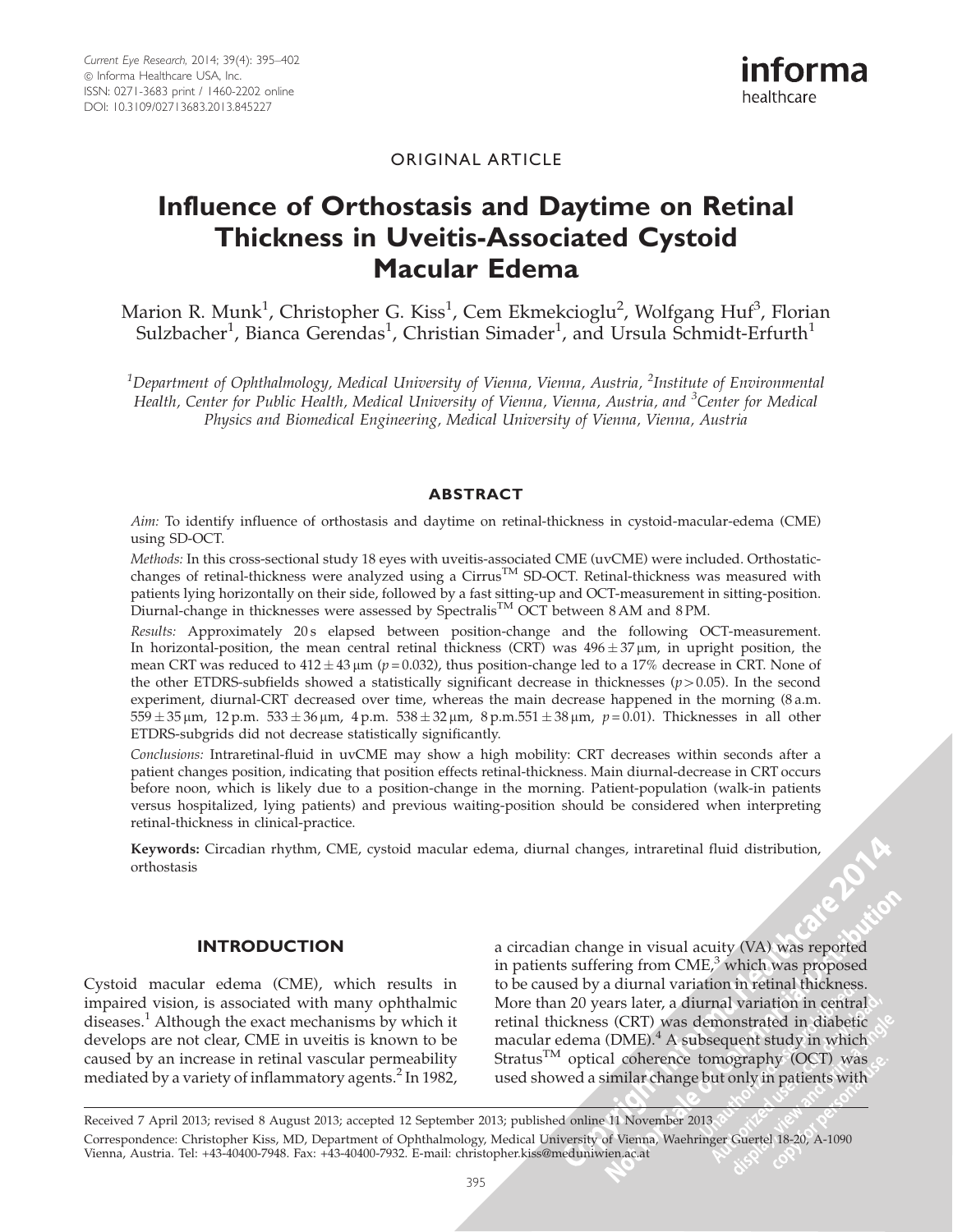ORIGINAL ARTICLE

# Influence of Orthostasis and Daytime on Retinal Thickness in Uveitis-Associated Cystoid Macular Edema

Marion R. Munk[1], Christopher G. Kiss[1], Cem Ekmekcioglu[2], Wolfgang Huf[3], Florian Sulzbacher[1], Bianca Gerendas[1], Christian Simader[1], and Ursula Schmidt-Erfurth[1]

[1]*Department of Ophthalmology, Medical University of Vienna, Vienna, Austria,* [2]*Institute of Environmental Health, Center for Public Health, Medical University of Vienna, Vienna, Austria, and* [3]*Center for Medical Physics and Biomedical Engineering, Medical University of Vienna, Vienna, Austria*

## ABSTRACT

*Aim:* To identify influence of orthostasis and daytime on retinal-thickness in cystoid-macular-edema (CME) using SD-OCT.

*Methods:* In this cross-sectional study 18 eyes with uveitis-associated CME (uvCME) were included. Orthostatic-changes of retinal-thickness were analyzed using a Cirrus™ SD-OCT. Retinal-thickness was measured with patients lying horizontally on their side, followed by a fast sitting-up and OCT-measurement in sitting-position. Diurnal-change in thicknesses were assessed by Spectralis™ OCT between 8 AM and 8 PM.

*Results:* Approximately 20 s elapsed between position-change and the following OCT-measurement. In horizontal-position, the mean central retinal thickness (CRT) was $496 \pm 37\,\mu m$, in upright position, the mean CRT was reduced to $412 \pm 43\,\mu m$ ($p = 0.032$), thus position-change led to a 17% decrease in CRT. None of the other ETDRS-subfields showed a statistically significant decrease in thicknesses ($p > 0.05$). In the second experiment, diurnal-CRT decreased over time, whereas the main decrease happened in the morning (8 a.m. $559 \pm 35\,\mu m$, 12 p.m. $533 \pm 36\,\mu m$, 4 p.m. $538 \pm 32\,\mu m$, 8 p.m. $551 \pm 38\,\mu m$, $p = 0.01$). Thicknesses in all other ETDRS-subgrids did not decrease statistically significantly.

*Conclusions:* Intraretinal-fluid in uvCME may show a high mobility: CRT decreases within seconds after a patient changes position, indicating that position effects retinal-thickness. Main diurnal-decrease in CRT occurs before noon, which is likely due to a position-change in the morning. Patient-population (walk-in patients versus hospitalized, lying patients) and previous waiting-position should be considered when interpreting retinal-thickness in clinical-practice.

**Keywords:** Circadian rhythm, CME, cystoid macular edema, diurnal changes, intraretinal fluid distribution, orthostasis

## INTRODUCTION

Cystoid macular edema (CME), which results in impaired vision, is associated with many ophthalmic diseases.[1] Although the exact mechanisms by which it develops are not clear, CME in uveitis is known to be caused by an increase in retinal vascular permeability mediated by a variety of inflammatory agents.[2] In 1982, a circadian change in visual acuity (VA) was reported in patients suffering from CME,[3] which was proposed to be caused by a diurnal variation in retinal thickness. More than 20 years later, a diurnal variation in central retinal thickness (CRT) was demonstrated in diabetic macular edema (DME).[4] A subsequent study in which Stratus™ optical coherence tomography (OCT) was used showed a similar change but only in patients with

Received 7 April 2013; revised 8 August 2013; accepted 12 September 2013; published online 11 November 2013

Correspondence: Christopher Kiss, MD, Department of Ophthalmology, Medical University of Vienna, Waehringer Guertel 18-20, A-1090 Vienna, Austria. Tel: +43-40400-7948. Fax: +43-40400-7932. E-mail: christopher.kiss@meduniwien.ac.at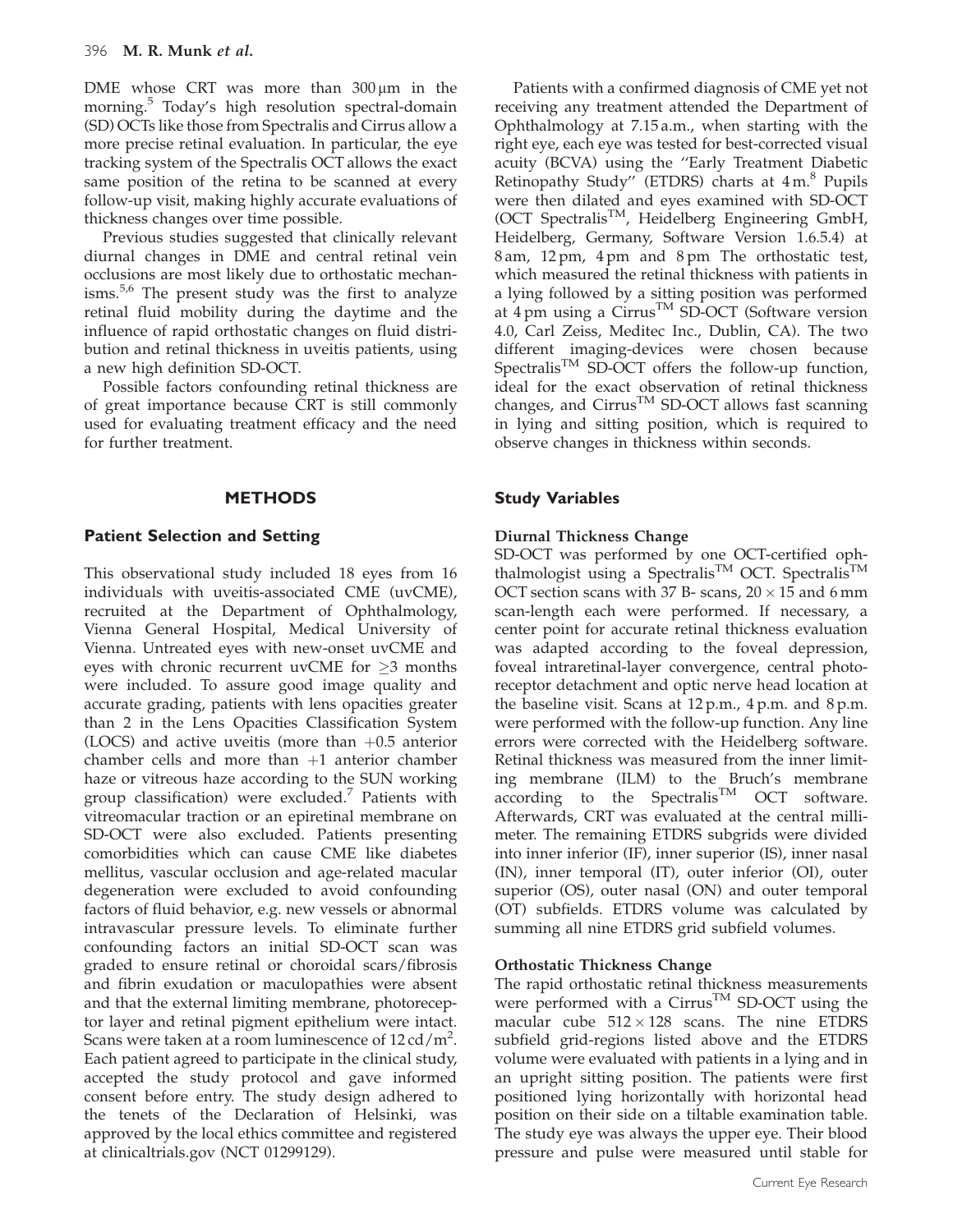DME whose CRT was more than 300 μm in the morning.[5] Today's high resolution spectral-domain (SD) OCTs like those from Spectralis and Cirrus allow a more precise retinal evaluation. In particular, the eye tracking system of the Spectralis OCT allows the exact same position of the retina to be scanned at every follow-up visit, making highly accurate evaluations of thickness changes over time possible.

Previous studies suggested that clinically relevant diurnal changes in DME and central retinal vein occlusions are most likely due to orthostatic mechanisms.[5,6] The present study was the first to analyze retinal fluid mobility during the daytime and the influence of rapid orthostatic changes on fluid distribution and retinal thickness in uveitis patients, using a new high definition SD-OCT.

Possible factors confounding retinal thickness are of great importance because CRT is still commonly used for evaluating treatment efficacy and the need for further treatment.

## METHODS

### Patient Selection and Setting

This observational study included 18 eyes from 16 individuals with uveitis-associated CME (uvCME), recruited at the Department of Ophthalmology, Vienna General Hospital, Medical University of Vienna. Untreated eyes with new-onset uvCME and eyes with chronic recurrent uvCME for ≥3 months were included. To assure good image quality and accurate grading, patients with lens opacities greater than 2 in the Lens Opacities Classification System (LOCS) and active uveitis (more than +0.5 anterior chamber cells and more than +1 anterior chamber haze or vitreous haze according to the SUN working group classification) were excluded.[7] Patients with vitreomacular traction or an epiretinal membrane on SD-OCT were also excluded. Patients presenting comorbidities which can cause CME like diabetes mellitus, vascular occlusion and age-related macular degeneration were excluded to avoid confounding factors of fluid behavior, e.g. new vessels or abnormal intravascular pressure levels. To eliminate further confounding factors an initial SD-OCT scan was graded to ensure retinal or choroidal scars/fibrosis and fibrin exudation or maculopathies were absent and that the external limiting membrane, photoreceptor layer and retinal pigment epithelium were intact. Scans were taken at a room luminescence of 12 cd/m$^2$. Each patient agreed to participate in the clinical study, accepted the study protocol and gave informed consent before entry. The study design adhered to the tenets of the Declaration of Helsinki, was approved by the local ethics committee and registered at clinicaltrials.gov (NCT 01299129).

Patients with a confirmed diagnosis of CME yet not receiving any treatment attended the Department of Ophthalmology at 7.15 a.m., when starting with the right eye, each eye was tested for best-corrected visual acuity (BCVA) using the "Early Treatment Diabetic Retinopathy Study" (ETDRS) charts at 4 m.[8] Pupils were then dilated and eyes examined with SD-OCT (OCT Spectralis™, Heidelberg Engineering GmbH, Heidelberg, Germany, Software Version 1.6.5.4) at 8 am, 12 pm, 4 pm and 8 pm The orthostatic test, which measured the retinal thickness with patients in a lying followed by a sitting position was performed at 4 pm using a Cirrus™ SD-OCT (Software version 4.0, Carl Zeiss, Meditec Inc., Dublin, CA). The two different imaging-devices were chosen because Spectralis™ SD-OCT offers the follow-up function, ideal for the exact observation of retinal thickness changes, and Cirrus™ SD-OCT allows fast scanning in lying and sitting position, which is required to observe changes in thickness within seconds.

### Study Variables

#### Diurnal Thickness Change

SD-OCT was performed by one OCT-certified ophthalmologist using a Spectralis™ OCT. Spectralis™ OCT section scans with 37 B- scans, 20 × 15 and 6 mm scan-length each were performed. If necessary, a center point for accurate retinal thickness evaluation was adapted according to the foveal depression, foveal intraretinal-layer convergence, central photoreceptor detachment and optic nerve head location at the baseline visit. Scans at 12 p.m., 4 p.m. and 8 p.m. were performed with the follow-up function. Any line errors were corrected with the Heidelberg software. Retinal thickness was measured from the inner limiting membrane (ILM) to the Bruch's membrane according to the Spectralis™ OCT software. Afterwards, CRT was evaluated at the central millimeter. The remaining ETDRS subgrids were divided into inner inferior (IF), inner superior (IS), inner nasal (IN), inner temporal (IT), outer inferior (OI), outer superior (OS), outer nasal (ON) and outer temporal (OT) subfields. ETDRS volume was calculated by summing all nine ETDRS grid subfield volumes.

#### Orthostatic Thickness Change

The rapid orthostatic retinal thickness measurements were performed with a Cirrus™ SD-OCT using the macular cube 512 × 128 scans. The nine ETDRS subfield grid-regions listed above and the ETDRS volume were evaluated with patients in a lying and in an upright sitting position. The patients were first positioned lying horizontally with horizontal head position on their side on a tiltable examination table. The study eye was always the upper eye. Their blood pressure and pulse were measured until stable for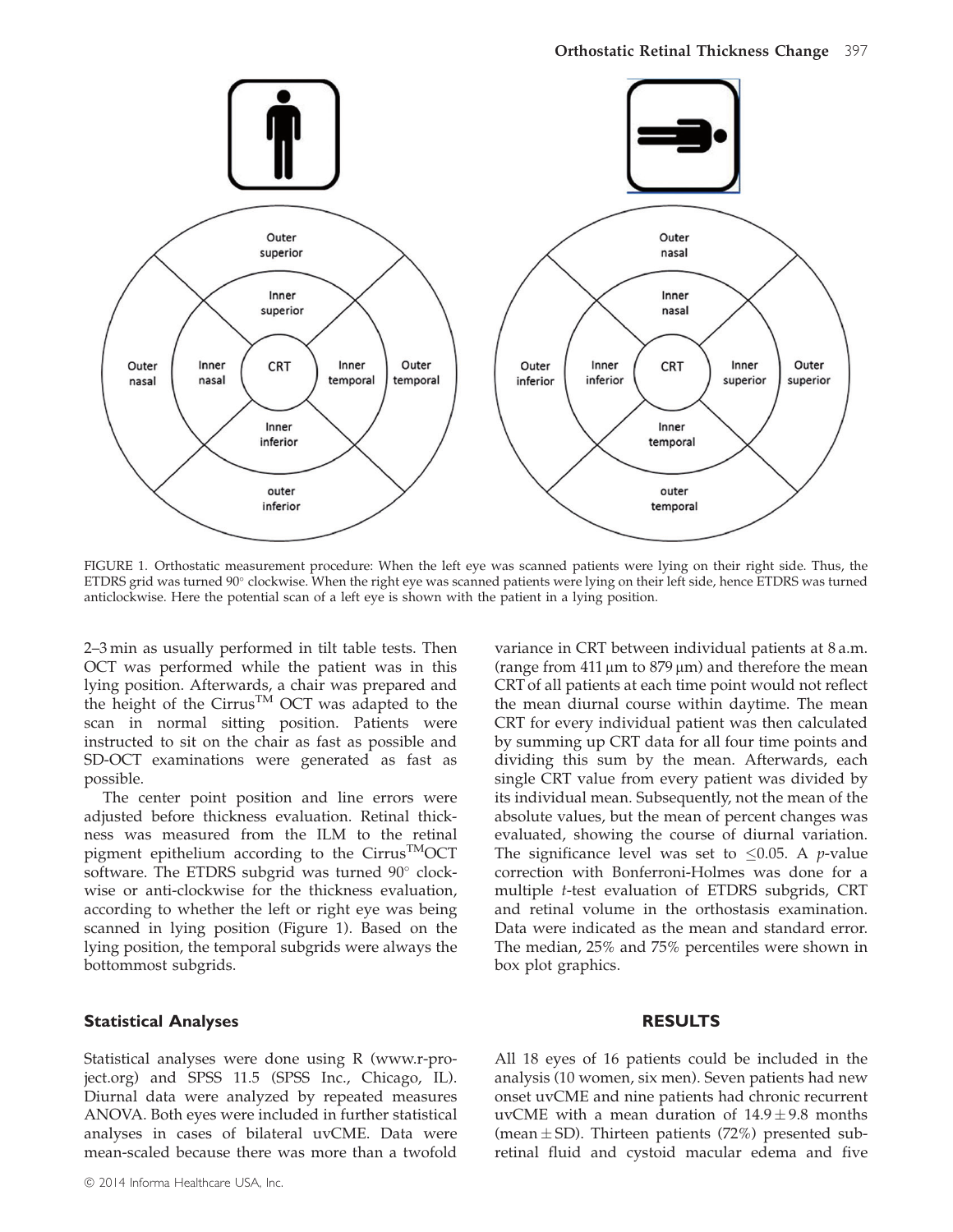FIGURE 1. Orthostatic measurement procedure: When the left eye was scanned patients were lying on their right side. Thus, the ETDRS grid was turned 90° clockwise. When the right eye was scanned patients were lying on their left side, hence ETDRS was turned anticlockwise. Here the potential scan of a left eye is shown with the patient in a lying position.

2–3 min as usually performed in tilt table tests. Then OCT was performed while the patient was in this lying position. Afterwards, a chair was prepared and the height of the Cirrus™ OCT was adapted to the scan in normal sitting position. Patients were instructed to sit on the chair as fast as possible and SD-OCT examinations were generated as fast as possible.

The center point position and line errors were adjusted before thickness evaluation. Retinal thickness was measured from the ILM to the retinal pigment epithelium according to the Cirrus™OCT software. The ETDRS subgrid was turned 90° clockwise or anti-clockwise for the thickness evaluation, according to whether the left or right eye was being scanned in lying position (Figure 1). Based on the lying position, the temporal subgrids were always the bottommost subgrids.

## Statistical Analyses

Statistical analyses were done using R (www.r-project.org) and SPSS 11.5 (SPSS Inc., Chicago, IL). Diurnal data were analyzed by repeated measures ANOVA. Both eyes were included in further statistical analyses in cases of bilateral uvCME. Data were mean-scaled because there was more than a twofold variance in CRT between individual patients at 8 a.m. (range from 411 μm to 879 μm) and therefore the mean CRT of all patients at each time point would not reflect the mean diurnal course within daytime. The mean CRT for every individual patient was then calculated by summing up CRT data for all four time points and dividing this sum by the mean. Afterwards, each single CRT value from every patient was divided by its individual mean. Subsequently, not the mean of the absolute values, but the mean of percent changes was evaluated, showing the course of diurnal variation. The significance level was set to $\leq 0.05$. A $p$-value correction with Bonferroni-Holmes was done for a multiple $t$-test evaluation of ETDRS subgrids, CRT and retinal volume in the orthostasis examination. Data were indicated as the mean and standard error. The median, 25% and 75% percentiles were shown in box plot graphics.

## RESULTS

All 18 eyes of 16 patients could be included in the analysis (10 women, six men). Seven patients had new onset uvCME and nine patients had chronic recurrent uvCME with a mean duration of $14.9 \pm 9.8$ months (mean $\pm$ SD). Thirteen patients (72%) presented subretinal fluid and cystoid macular edema and five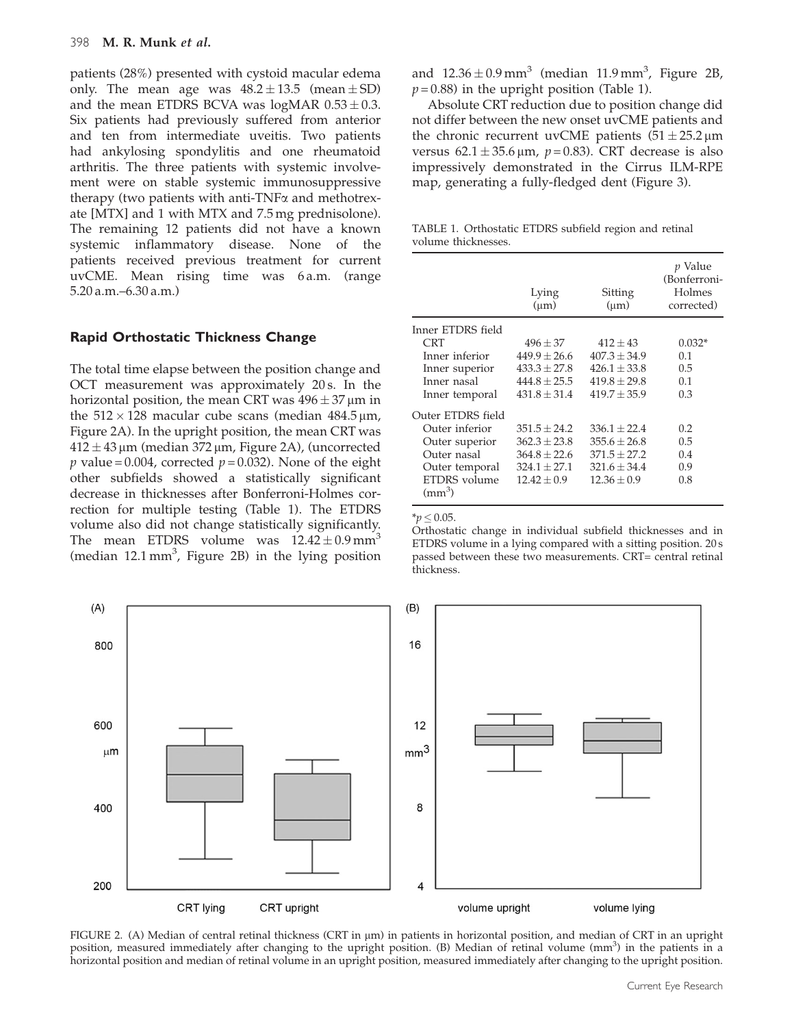patients (28%) presented with cystoid macular edema only. The mean age was $48.2 \pm 13.5$ (mean ± SD) and the mean ETDRS BCVA was logMAR $0.53 \pm 0.3$. Six patients had previously suffered from anterior and ten from intermediate uveitis. Two patients had ankylosing spondylitis and one rheumatoid arthritis. The three patients with systemic involvement were on stable systemic immunosuppressive therapy (two patients with anti-TNFα and methotrexate [MTX] and 1 with MTX and 7.5 mg prednisolone). The remaining 12 patients did not have a known systemic inflammatory disease. None of the patients received previous treatment for current uvCME. Mean rising time was 6 a.m. (range 5.20 a.m.–6.30 a.m.)

## Rapid Orthostatic Thickness Change

The total time elapse between the position change and OCT measurement was approximately 20 s. In the horizontal position, the mean CRT was $496 \pm 37$ μm in the $512 \times 128$ macular cube scans (median 484.5 μm, Figure 2A). In the upright position, the mean CRT was $412 \pm 43$ μm (median 372 μm, Figure 2A), (uncorrected $p$ value = 0.004, corrected $p = 0.032$). None of the eight other subfields showed a statistically significant decrease in thicknesses after Bonferroni-Holmes correction for multiple testing (Table 1). The ETDRS volume also did not change statistically significantly. The mean ETDRS volume was $12.42 \pm 0.9$ mm$^3$ (median 12.1 mm$^3$, Figure 2B) in the lying position and $12.36 \pm 0.9$ mm$^3$ (median 11.9 mm$^3$, Figure 2B, $p = 0.88$) in the upright position (Table 1).

Absolute CRT reduction due to position change did not differ between the new onset uvCME patients and the chronic recurrent uvCME patients ($51 \pm 25.2$ μm versus $62.1 \pm 35.6$ μm, $p = 0.83$). CRT decrease is also impressively demonstrated in the Cirrus ILM-RPE map, generating a fully-fledged dent (Figure 3).

TABLE 1. Orthostatic ETDRS subfield region and retinal volume thicknesses.

| | Lying (μm) | Sitting (μm) | $p$ Value (Bonferroni-Holmes corrected) |
|---|---|---|---|
| Inner ETDRS field | | | |
| CRT | $496 \pm 37$ | $412 \pm 43$ | 0.032* |
| Inner inferior | $449.9 \pm 26.6$ | $407.3 \pm 34.9$ | 0.1 |
| Inner superior | $433.3 \pm 27.8$ | $426.1 \pm 33.8$ | 0.5 |
| Inner nasal | $444.8 \pm 25.5$ | $419.8 \pm 29.8$ | 0.1 |
| Inner temporal | $431.8 \pm 31.4$ | $419.7 \pm 35.9$ | 0.3 |
| Outer ETDRS field | | | |
| Outer inferior | $351.5 \pm 24.2$ | $336.1 \pm 22.4$ | 0.2 |
| Outer superior | $362.3 \pm 23.8$ | $355.6 \pm 26.8$ | 0.5 |
| Outer nasal | $364.8 \pm 22.6$ | $371.5 \pm 27.2$ | 0.4 |
| Outer temporal | $324.1 \pm 27.1$ | $321.6 \pm 34.4$ | 0.9 |
| ETDRS volume (mm$^3$) | $12.42 \pm 0.9$ | $12.36 \pm 0.9$ | 0.8 |

*$p \leq 0.05$.

Orthostatic change in individual subfield thicknesses and in ETDRS volume in a lying compared with a sitting position. 20 s passed between these two measurements. CRT= central retinal thickness.

FIGURE 2. (A) Median of central retinal thickness (CRT in μm) in patients in horizontal position, and median of CRT in an upright position, measured immediately after changing to the upright position. (B) Median of retinal volume (mm$^3$) in the patients in a horizontal position and median of retinal volume in an upright position, measured immediately after changing to the upright position.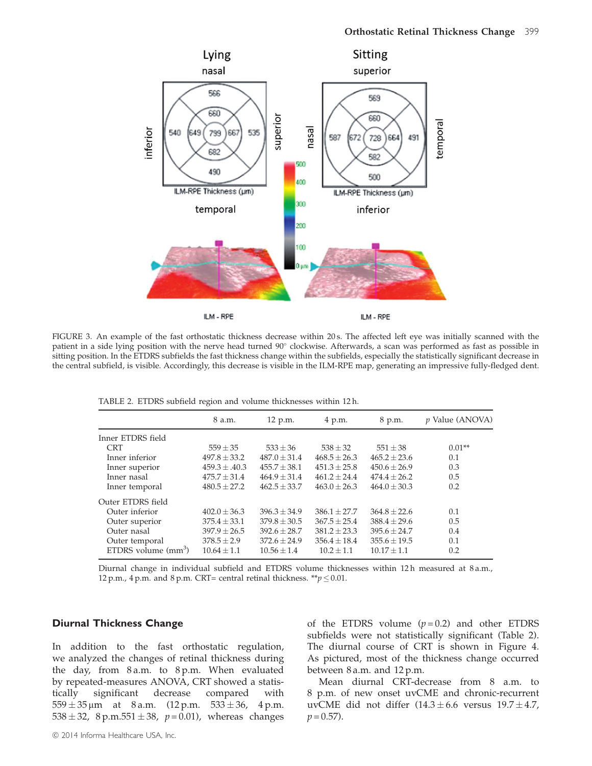FIGURE 3. An example of the fast orthostatic thickness decrease within 20 s. The affected left eye was initially scanned with the patient in a side lying position with the nerve head turned 90° clockwise. Afterwards, a scan was performed as fast as possible in sitting position. In the ETDRS subfields the fast thickness change within the subfields, especially the statistically significant decrease in the central subfield, is visible. Accordingly, this decrease is visible in the ILM-RPE map, generating an impressive fully-fledged dent.

TABLE 2. ETDRS subfield region and volume thicknesses within 12 h.

| | 8 a.m. | 12 p.m. | 4 p.m. | 8 p.m. | $p$ Value (ANOVA) |
|---|---|---|---|---|---|
| Inner ETDRS field | | | | | |
| CRT | $559 \pm 35$ | $533 \pm 36$ | $538 \pm 32$ | $551 \pm 38$ | 0.01** |
| Inner inferior | $497.8 \pm 33.2$ | $487.0 \pm 31.4$ | $468.5 \pm 26.3$ | $465.2 \pm 23.6$ | 0.1 |
| Inner superior | $459.3 \pm .40.3$ | $455.7 \pm 38.1$ | $451.3 \pm 25.8$ | $450.6 \pm 26.9$ | 0.3 |
| Inner nasal | $475.7 \pm 31.4$ | $464.9 \pm 31.4$ | $461.2 \pm 24.4$ | $474.4 \pm 26.2$ | 0.5 |
| Inner temporal | $480.5 \pm 27.2$ | $462.5 \pm 33.7$ | $463.0 \pm 26.3$ | $464.0 \pm 30.3$ | 0.2 |
| Outer ETDRS field | | | | | |
| Outer inferior | $402.0 \pm 36.3$ | $396.3 \pm 34.9$ | $386.1 \pm 27.7$ | $364.8 \pm 22.6$ | 0.1 |
| Outer superior | $375.4 \pm 33.1$ | $379.8 \pm 30.5$ | $367.5 \pm 25.4$ | $388.4 \pm 29.6$ | 0.5 |
| Outer nasal | $397.9 \pm 26.5$ | $392.6 \pm 28.7$ | $381.2 \pm 23.3$ | $395.6 \pm 24.7$ | 0.4 |
| Outer temporal | $378.5 \pm 2.9$ | $372.6 \pm 24.9$ | $356.4 \pm 18.4$ | $355.6 \pm 19.5$ | 0.1 |
| ETDRS volume ($mm^3$) | $10.64 \pm 1.1$ | $10.56 \pm 1.4$ | $10.2 \pm 1.1$ | $10.17 \pm 1.1$ | 0.2 |

Diurnal change in individual subfield and ETDRS volume thicknesses within 12 h measured at 8 a.m., 12 p.m., 4 p.m. and 8 p.m. CRT= central retinal thickness. **$p \leq 0.01$.

## Diurnal Thickness Change

In addition to the fast orthostatic regulation, we analyzed the changes of retinal thickness during the day, from 8 a.m. to 8 p.m. When evaluated by repeated-measures ANOVA, CRT showed a statistically significant decrease compared with $559 \pm 35$ µm at 8 a.m. (12 p.m. $533 \pm 36$, 4 p.m. $538 \pm 32$, 8 p.m.$551 \pm 38$, $p = 0.01$), whereas changes of the ETDRS volume ($p = 0.2$) and other ETDRS subfields were not statistically significant (Table 2). The diurnal course of CRT is shown in Figure 4. As pictured, most of the thickness change occurred between 8 a.m. and 12 p.m.

Mean diurnal CRT-decrease from 8 a.m. to 8 p.m. of new onset uvCME and chronic-recurrent uvCME did not differ ($14.3 \pm 6.6$ versus $19.7 \pm 4.7$, $p = 0.57$).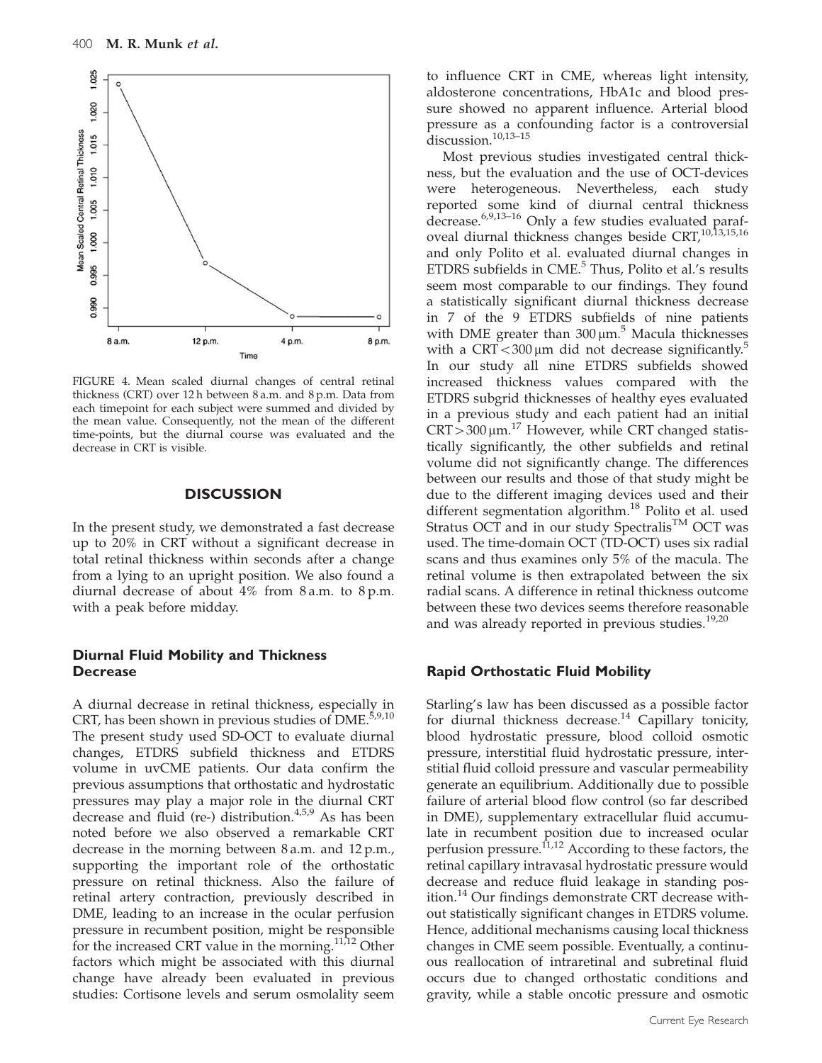FIGURE 4. Mean scaled diurnal changes of central retinal thickness (CRT) over 12 h between 8 a.m. and 8 p.m. Data from each timepoint for each subject were summed and divided by the mean value. Consequently, not the mean of the different time-points, but the diurnal course was evaluated and the decrease in CRT is visible.

## DISCUSSION

In the present study, we demonstrated a fast decrease up to 20% in CRT without a significant decrease in total retinal thickness within seconds after a change from a lying to an upright position. We also found a diurnal decrease of about 4% from 8 a.m. to 8 p.m. with a peak before midday.

### Diurnal Fluid Mobility and Thickness Decrease

A diurnal decrease in retinal thickness, especially in CRT, has been shown in previous studies of DME.[5,9,10] The present study used SD-OCT to evaluate diurnal changes, ETDRS subfield thickness and ETDRS volume in uvCME patients. Our data confirm the previous assumptions that orthostatic and hydrostatic pressures may play a major role in the diurnal CRT decrease and fluid (re-) distribution.[4,5,9] As has been noted before we also observed a remarkable CRT decrease in the morning between 8 a.m. and 12 p.m., supporting the important role of the orthostatic pressure on retinal thickness. Also the failure of retinal artery contraction, previously described in DME, leading to an increase in the ocular perfusion pressure in recumbent position, might be responsible for the increased CRT value in the morning.[11,12] Other factors which might be associated with this diurnal change have already been evaluated in previous studies: Cortisone levels and serum osmolality seem to influence CRT in CME, whereas light intensity, aldosterone concentrations, HbA1c and blood pressure showed no apparent influence. Arterial blood pressure as a confounding factor is a controversial discussion.[10,13–15]

Most previous studies investigated central thickness, but the evaluation and the use of OCT-devices were heterogeneous. Nevertheless, each study reported some kind of diurnal central thickness decrease.[6,9,13–16] Only a few studies evaluated parafoveal diurnal thickness changes beside CRT,[10,13,15,16] and only Polito et al. evaluated diurnal changes in ETDRS subfields in CME.[5] Thus, Polito et al.'s results seem most comparable to our findings. They found a statistically significant diurnal thickness decrease in 7 of the 9 ETDRS subfields of nine patients with DME greater than 300 μm.[5] Macula thicknesses with a CRT < 300 μm did not decrease significantly.[5] In our study all nine ETDRS subfields showed increased thickness values compared with the ETDRS subgrid thicknesses of healthy eyes evaluated in a previous study and each patient had an initial CRT > 300 μm.[17] However, while CRT changed statistically significantly, the other subfields and retinal volume did not significantly change. The differences between our results and those of that study might be due to the different imaging devices used and their different segmentation algorithm.[18] Polito et al. used Stratus OCT and in our study Spectralis™ OCT was used. The time-domain OCT (TD-OCT) uses six radial scans and thus examines only 5% of the macula. The retinal volume is then extrapolated between the six radial scans. A difference in retinal thickness outcome between these two devices seems therefore reasonable and was already reported in previous studies.[19,20]

### Rapid Orthostatic Fluid Mobility

Starling's law has been discussed as a possible factor for diurnal thickness decrease.[14] Capillary tonicity, blood hydrostatic pressure, blood colloid osmotic pressure, interstitial fluid hydrostatic pressure, interstitial fluid colloid pressure and vascular permeability generate an equilibrium. Additionally due to possible failure of arterial blood flow control (so far described in DME), supplementary extracellular fluid accumulate in recumbent position due to increased ocular perfusion pressure.[11,12] According to these factors, the retinal capillary intravasal hydrostatic pressure would decrease and reduce fluid leakage in standing position.[14] Our findings demonstrate CRT decrease without statistically significant changes in ETDRS volume. Hence, additional mechanisms causing local thickness changes in CME seem possible. Eventually, a continuous reallocation of intraretinal and subretinal fluid occurs due to changed orthostatic conditions and gravity, while a stable oncotic pressure and osmotic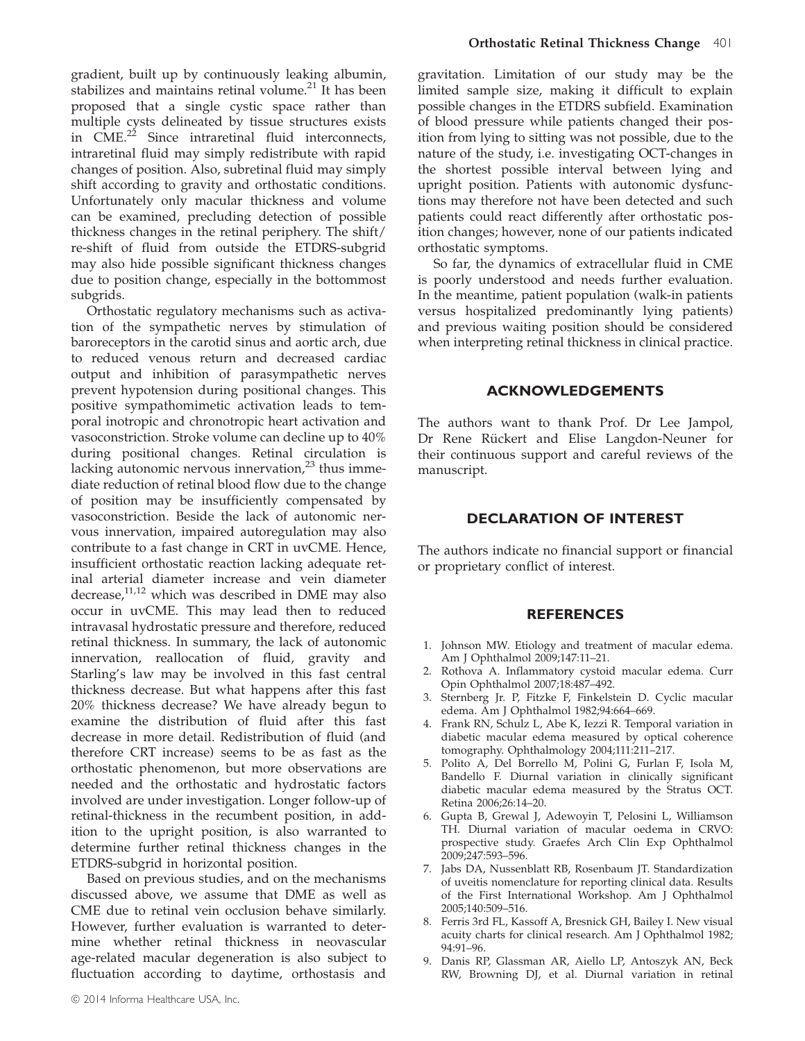gradient, built up by continuously leaking albumin, stabilizes and maintains retinal volume.[21] It has been proposed that a single cystic space rather than multiple cysts delineated by tissue structures exists in CME.[22] Since intraretinal fluid interconnects, intraretinal fluid may simply redistribute with rapid changes of position. Also, subretinal fluid may simply shift according to gravity and orthostatic conditions. Unfortunately only macular thickness and volume can be examined, precluding detection of possible thickness changes in the retinal periphery. The shift/re-shift of fluid from outside the ETDRS-subgrid may also hide possible significant thickness changes due to position change, especially in the bottommost subgrids.

Orthostatic regulatory mechanisms such as activation of the sympathetic nerves by stimulation of baroreceptors in the carotid sinus and aortic arch, due to reduced venous return and decreased cardiac output and inhibition of parasympathetic nerves prevent hypotension during positional changes. This positive sympathomimetic activation leads to temporal inotropic and chronotropic heart activation and vasoconstriction. Stroke volume can decline up to 40% during positional changes. Retinal circulation is lacking autonomic nervous innervation,[23] thus immediate reduction of retinal blood flow due to the change of position may be insufficiently compensated by vasoconstriction. Beside the lack of autonomic nervous innervation, impaired autoregulation may also contribute to a fast change in CRT in uvCME. Hence, insufficient orthostatic reaction lacking adequate retinal arterial diameter increase and vein diameter decrease,[11,12] which was described in DME may also occur in uvCME. This may lead then to reduced intravasal hydrostatic pressure and therefore, reduced retinal thickness. In summary, the lack of autonomic innervation, reallocation of fluid, gravity and Starling's law may be involved in this fast central thickness decrease. But what happens after this fast 20% thickness decrease? We have already begun to examine the distribution of fluid after this fast decrease in more detail. Redistribution of fluid (and therefore CRT increase) seems to be as fast as the orthostatic phenomenon, but more observations are needed and the orthostatic and hydrostatic factors involved are under investigation. Longer follow-up of retinal-thickness in the recumbent position, in addition to the upright position, is also warranted to determine further retinal thickness changes in the ETDRS-subgrid in horizontal position.

Based on previous studies, and on the mechanisms discussed above, we assume that DME as well as CME due to retinal vein occlusion behave similarly. However, further evaluation is warranted to determine whether retinal thickness in neovascular age-related macular degeneration is also subject to fluctuation according to daytime, orthostasis and gravitation. Limitation of our study may be the limited sample size, making it difficult to explain possible changes in the ETDRS subfield. Examination of blood pressure while patients changed their position from lying to sitting was not possible, due to the nature of the study, i.e. investigating OCT-changes in the shortest possible interval between lying and upright position. Patients with autonomic dysfunctions may therefore not have been detected and such patients could react differently after orthostatic position changes; however, none of our patients indicated orthostatic symptoms.

So far, the dynamics of extracellular fluid in CME is poorly understood and needs further evaluation. In the meantime, patient population (walk-in patients versus hospitalized predominantly lying patients) and previous waiting position should be considered when interpreting retinal thickness in clinical practice.

## ACKNOWLEDGEMENTS

The authors want to thank Prof. Dr Lee Jampol, Dr Rene Rückert and Elise Langdon-Neuner for their continuous support and careful reviews of the manuscript.

## DECLARATION OF INTEREST

The authors indicate no financial support or financial or proprietary conflict of interest.

## REFERENCES

1. Johnson MW. Etiology and treatment of macular edema. Am J Ophthalmol 2009;147:11–21.
2. Rothova A. Inflammatory cystoid macular edema. Curr Opin Ophthalmol 2007;18:487–492.
3. Sternberg Jr. P, Fitzke F, Finkelstein D. Cyclic macular edema. Am J Ophthalmol 1982;94:664–669.
4. Frank RN, Schulz L, Abe K, Iezzi R. Temporal variation in diabetic macular edema measured by optical coherence tomography. Ophthalmology 2004;111:211–217.
5. Polito A, Del Borrello M, Polini G, Furlan F, Isola M, Bandello F. Diurnal variation in clinically significant diabetic macular edema measured by the Stratus OCT. Retina 2006;26:14–20.
6. Gupta B, Grewal J, Adewoyin T, Pelosini L, Williamson TH. Diurnal variation of macular oedema in CRVO: prospective study. Graefes Arch Clin Exp Ophthalmol 2009;247:593–596.
7. Jabs DA, Nussenblatt RB, Rosenbaum JT. Standardization of uveitis nomenclature for reporting clinical data. Results of the First International Workshop. Am J Ophthalmol 2005;140:509–516.
8. Ferris 3rd FL, Kassoff A, Bresnick GH, Bailey I. New visual acuity charts for clinical research. Am J Ophthalmol 1982; 94:91–96.
9. Danis RP, Glassman AR, Aiello LP, Antoszyk AN, Beck RW, Browning DJ, et al. Diurnal variation in retinal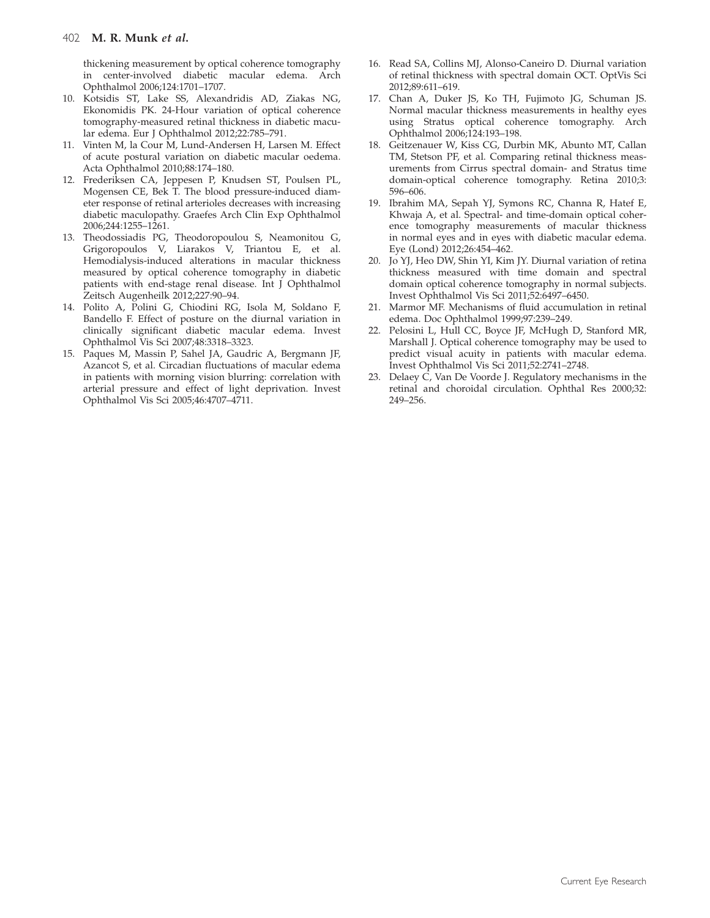thickening measurement by optical coherence tomography in center-involved diabetic macular edema. Arch Ophthalmol 2006;124:1701–1707.

10. Kotsidis ST, Lake SS, Alexandridis AD, Ziakas NG, Ekonomidis PK. 24-Hour variation of optical coherence tomography-measured retinal thickness in diabetic macular edema. Eur J Ophthalmol 2012;22:785–791.
11. Vinten M, la Cour M, Lund-Andersen H, Larsen M. Effect of acute postural variation on diabetic macular oedema. Acta Ophthalmol 2010;88:174–180.
12. Frederiksen CA, Jeppesen P, Knudsen ST, Poulsen PL, Mogensen CE, Bek T. The blood pressure-induced diameter response of retinal arterioles decreases with increasing diabetic maculopathy. Graefes Arch Clin Exp Ophthalmol 2006;244:1255–1261.
13. Theodossiadis PG, Theodoropoulou S, Neamonitou G, Grigoropoulos V, Liarakos V, Triantou E, et al. Hemodialysis-induced alterations in macular thickness measured by optical coherence tomography in diabetic patients with end-stage renal disease. Int J Ophthalmol Zeitsch Augenheilk 2012;227:90–94.
14. Polito A, Polini G, Chiodini RG, Isola M, Soldano F, Bandello F. Effect of posture on the diurnal variation in clinically significant diabetic macular edema. Invest Ophthalmol Vis Sci 2007;48:3318–3323.
15. Paques M, Massin P, Sahel JA, Gaudric A, Bergmann JF, Azancot S, et al. Circadian fluctuations of macular edema in patients with morning vision blurring: correlation with arterial pressure and effect of light deprivation. Invest Ophthalmol Vis Sci 2005;46:4707–4711.
16. Read SA, Collins MJ, Alonso-Caneiro D. Diurnal variation of retinal thickness with spectral domain OCT. OptVis Sci 2012;89:611–619.
17. Chan A, Duker JS, Ko TH, Fujimoto JG, Schuman JS. Normal macular thickness measurements in healthy eyes using Stratus optical coherence tomography. Arch Ophthalmol 2006;124:193–198.
18. Geitzenauer W, Kiss CG, Durbin MK, Abunto MT, Callan TM, Stetson PF, et al. Comparing retinal thickness measurements from Cirrus spectral domain- and Stratus time domain-optical coherence tomography. Retina 2010;3: 596–606.
19. Ibrahim MA, Sepah YJ, Symons RC, Channa R, Hatef E, Khwaja A, et al. Spectral- and time-domain optical coherence tomography measurements of macular thickness in normal eyes and in eyes with diabetic macular edema. Eye (Lond) 2012;26:454–462.
20. Jo YJ, Heo DW, Shin YI, Kim JY. Diurnal variation of retina thickness measured with time domain and spectral domain optical coherence tomography in normal subjects. Invest Ophthalmol Vis Sci 2011;52:6497–6450.
21. Marmor MF. Mechanisms of fluid accumulation in retinal edema. Doc Ophthalmol 1999;97:239–249.
22. Pelosini L, Hull CC, Boyce JF, McHugh D, Stanford MR, Marshall J. Optical coherence tomography may be used to predict visual acuity in patients with macular edema. Invest Ophthalmol Vis Sci 2011;52:2741–2748.
23. Delaey C, Van De Voorde J. Regulatory mechanisms in the retinal and choroidal circulation. Ophthal Res 2000;32: 249–256.